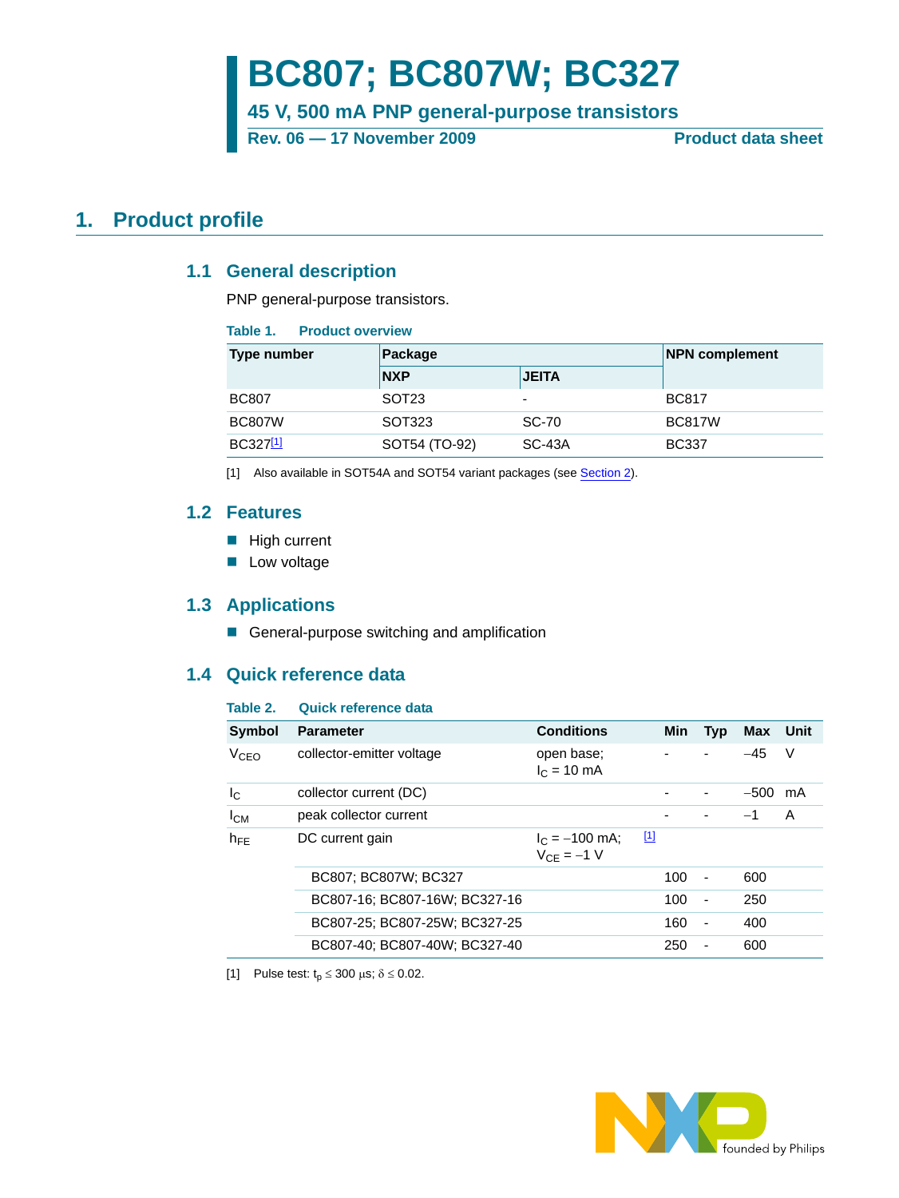# BC807; BC807W; BC327

## 45 V, 500 mA PNP general-purpose transistors

Rev. 06 — 17 November 2009 **Product data sheet**

## 1. Product profile

### 1.1 General description

PNP general-purpose transistors.

**Table 1. Product overview**

| Type number | Package | | NPN complement |
|---|---|---|---|
| | NXP | JEITA | |
| BC807 | SOT23 | - | BC817 |
| BC807W | SOT323 | SC-70 | BC817W |
| BC327[1] | SOT54 (TO-92) | SC-43A | BC337 |

[1] Also available in SOT54A and SOT54 variant packages (see Section 2).

### 1.2 Features

- High current
- Low voltage

### 1.3 Applications

- General-purpose switching and amplification

### 1.4 Quick reference data

**Table 2. Quick reference data**

| Symbol | Parameter | Conditions | | Min | Typ | Max | Unit |
|---|---|---|---|---|---|---|---|
| $V_{CEO}$ | collector-emitter voltage | open base; $I_C$ = 10 mA | | - | - | −45 | V |
| $I_C$ | collector current (DC) | | | - | - | −500 | mA |
| $I_{CM}$ | peak collector current | | | - | - | −1 | A |
| $h_{FE}$ | DC current gain | $I_C$ = −100 mA; $V_{CE}$ = −1 V | [1] | | | | |
| | BC807; BC807W; BC327 | | | 100 | - | 600 | |
| | BC807-16; BC807-16W; BC327-16 | | | 100 | - | 250 | |
| | BC807-25; BC807-25W; BC327-25 | | | 160 | - | 400 | |
| | BC807-40; BC807-40W; BC327-40 | | | 250 | - | 600 | |

[1] Pulse test: $t_p \leq 300$ μs; $\delta \leq 0.02$.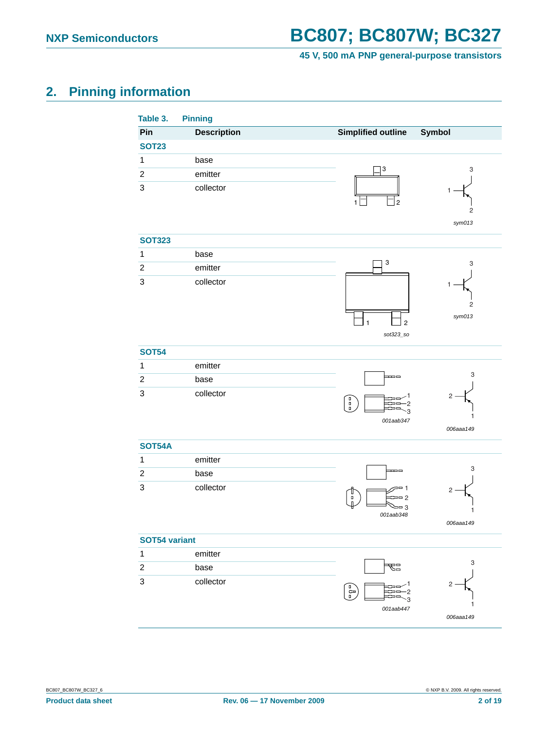## 2. Pinning information

**Table 3. Pinning**

| Pin | Description | Simplified outline | Symbol |
|---|---|---|---|
| **SOT23** | | | |
| 1 | base | | sym013 |
| 2 | emitter | | |
| 3 | collector | | |
| **SOT323** | | | |
| 1 | base | sot323_so | sym013 |
| 2 | emitter | | |
| 3 | collector | | |
| **SOT54** | | | |
| 1 | emitter | 001aab347 | 006aaa149 |
| 2 | base | | |
| 3 | collector | | |
| **SOT54A** | | | |
| 1 | emitter | 001aab348 | 006aaa149 |
| 2 | base | | |
| 3 | collector | | |
| **SOT54 variant** | | | |
| 1 | emitter | 001aab447 | 006aaa149 |
| 2 | base | | |
| 3 | collector | | |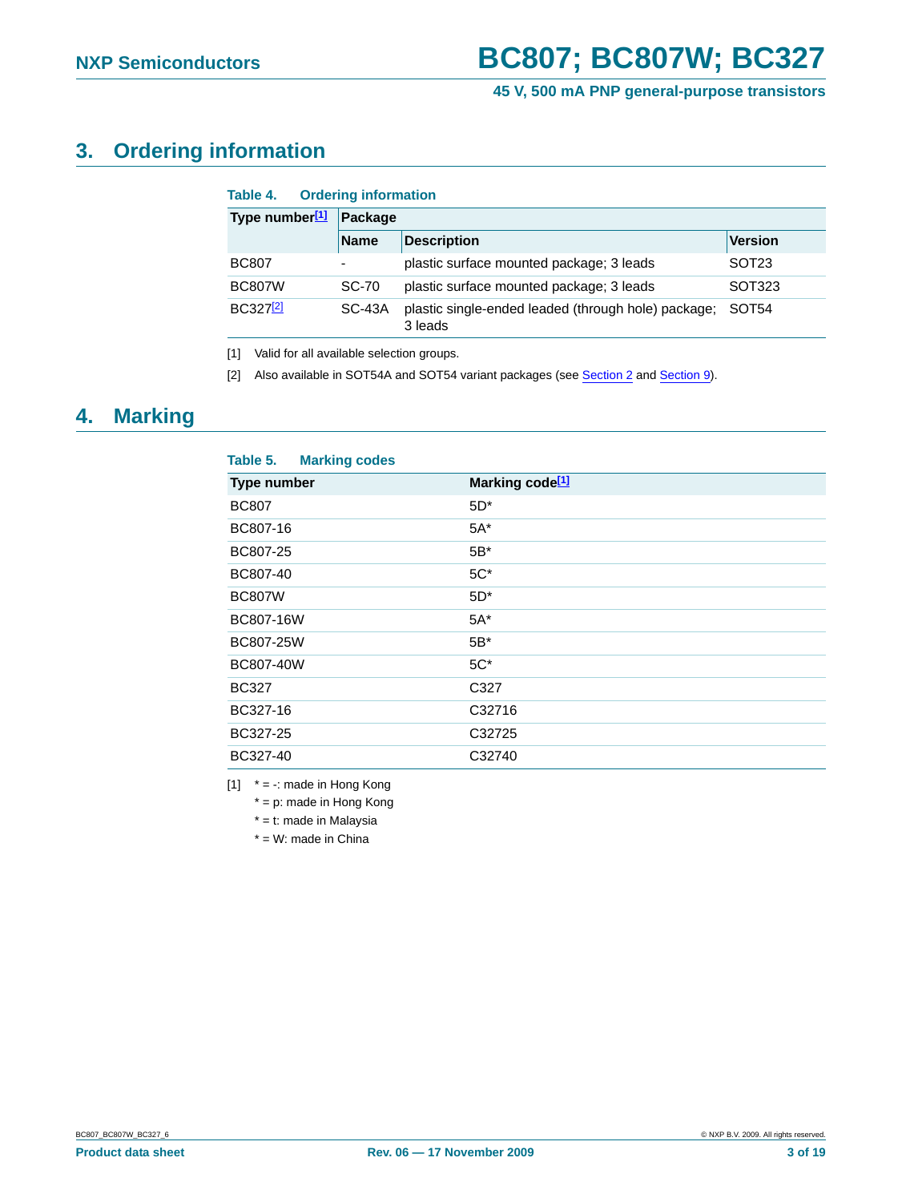## 3. Ordering information

**Table 4. Ordering information**

| Type number[1] | Package | | |
|---|---|---|---|
| | Name | Description | Version |
| BC807 | - | plastic surface mounted package; 3 leads | SOT23 |
| BC807W | SC-70 | plastic surface mounted package; 3 leads | SOT323 |
| BC327[2] | SC-43A | plastic single-ended leaded (through hole) package; 3 leads | SOT54 |

[1] Valid for all available selection groups.

[2] Also available in SOT54A and SOT54 variant packages (see Section 2 and Section 9).

## 4. Marking

**Table 5. Marking codes**

| Type number | Marking code[1] |
|---|---|
| BC807 | 5D* |
| BC807-16 | 5A* |
| BC807-25 | 5B* |
| BC807-40 | 5C* |
| BC807W | 5D* |
| BC807-16W | 5A* |
| BC807-25W | 5B* |
| BC807-40W | 5C* |
| BC327 | C327 |
| BC327-16 | C32716 |
| BC327-25 | C32725 |
| BC327-40 | C32740 |

[1] * = -: made in Hong Kong

* = p: made in Hong Kong

* = t: made in Malaysia

* = W: made in China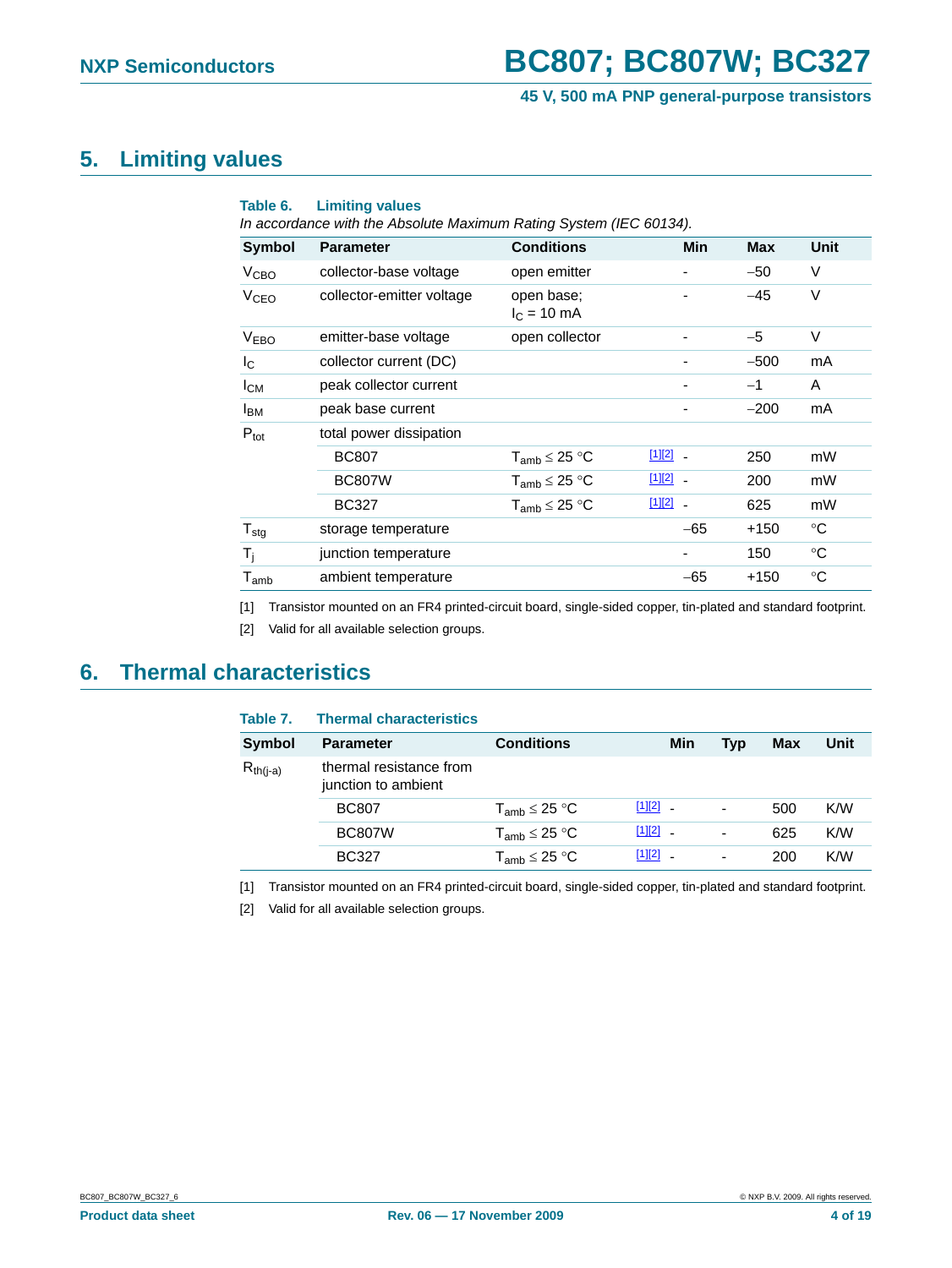## 5. Limiting values

**Table 6. Limiting values**

*In accordance with the Absolute Maximum Rating System (IEC 60134).*

| Symbol | Parameter | Conditions | | Min | Max | Unit |
|---|---|---|---|---|---|---|
| $V_{CBO}$ | collector-base voltage | open emitter | | - | −50 | V |
| $V_{CEO}$ | collector-emitter voltage | open base; $I_C$ = 10 mA | | - | −45 | V |
| $V_{EBO}$ | emitter-base voltage | open collector | | - | −5 | V |
| $I_C$ | collector current (DC) | | | - | −500 | mA |
| $I_{CM}$ | peak collector current | | | - | −1 | A |
| $I_{BM}$ | peak base current | | | - | −200 | mA |
| $P_{tot}$ | total power dissipation | | | | | |
| | BC807 | $T_{amb} \leq 25$ °C | [1][2] | - | 250 | mW |
| | BC807W | $T_{amb} \leq 25$ °C | [1][2] | - | 200 | mW |
| | BC327 | $T_{amb} \leq 25$ °C | [1][2] | - | 625 | mW |
| $T_{stg}$ | storage temperature | | | −65 | +150 | °C |
| $T_j$ | junction temperature | | | - | 150 | °C |
| $T_{amb}$ | ambient temperature | | | −65 | +150 | °C |

[1] Transistor mounted on an FR4 printed-circuit board, single-sided copper, tin-plated and standard footprint.

[2] Valid for all available selection groups.

## 6. Thermal characteristics

**Table 7. Thermal characteristics**

| Symbol | Parameter | Conditions | | Min | Typ | Max | Unit |
|---|---|---|---|---|---|---|---|
| $R_{th(j-a)}$ | thermal resistance from junction to ambient | | | | | | |
| | BC807 | $T_{amb} \leq 25$ °C | [1][2] | - | - | 500 | K/W |
| | BC807W | $T_{amb} \leq 25$ °C | [1][2] | - | - | 625 | K/W |
| | BC327 | $T_{amb} \leq 25$ °C | [1][2] | - | - | 200 | K/W |

[1] Transistor mounted on an FR4 printed-circuit board, single-sided copper, tin-plated and standard footprint.

[2] Valid for all available selection groups.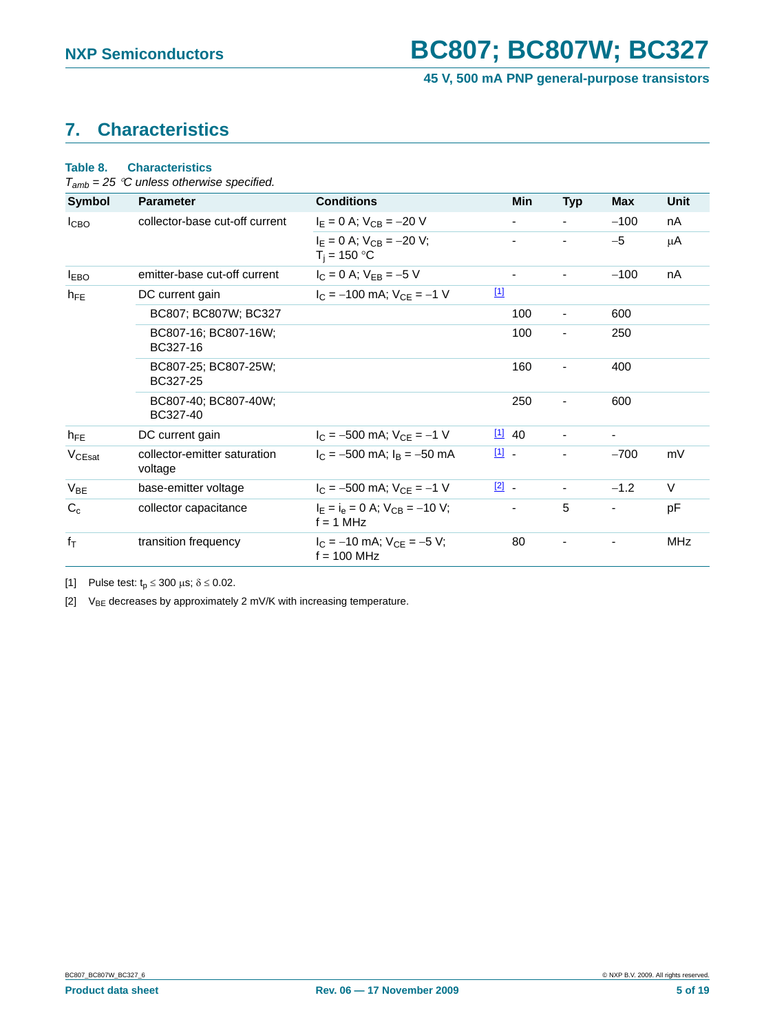# 7. Characteristics

**Table 8. Characteristics**

*$T_{amb}$ = 25 °C unless otherwise specified.*

| Symbol | Parameter | Conditions | | Min | Typ | Max | Unit |
|---|---|---|---|---|---|---|---|
| $I_{CBO}$ | collector-base cut-off current | $I_E$ = 0 A; $V_{CB}$ = −20 V | | - | - | −100 | nA |
| | | $I_E$ = 0 A; $V_{CB}$ = −20 V; $T_j$ = 150 °C | | - | - | −5 | μA |
| $I_{EBO}$ | emitter-base cut-off current | $I_C$ = 0 A; $V_{EB}$ = −5 V | | - | - | −100 | nA |
| $h_{FE}$ | DC current gain | $I_C$ = −100 mA; $V_{CE}$ = −1 V | [1] | | | | |
| | BC807; BC807W; BC327 | | | 100 | - | 600 | |
| | BC807-16; BC807-16W; BC327-16 | | | 100 | - | 250 | |
| | BC807-25; BC807-25W; BC327-25 | | | 160 | - | 400 | |
| | BC807-40; BC807-40W; BC327-40 | | | 250 | - | 600 | |
| $h_{FE}$ | DC current gain | $I_C$ = −500 mA; $V_{CE}$ = −1 V | [1] | 40 | - | - | |
| $V_{CEsat}$ | collector-emitter saturation voltage | $I_C$ = −500 mA; $I_B$ = −50 mA | [1] | - | - | −700 | mV |
| $V_{BE}$ | base-emitter voltage | $I_C$ = −500 mA; $V_{CE}$ = −1 V | [2] | - | - | −1.2 | V |
| $C_c$ | collector capacitance | $I_E$ = $i_e$ = 0 A; $V_{CB}$ = −10 V; f = 1 MHz | | - | 5 | - | pF |
| $f_T$ | transition frequency | $I_C$ = −10 mA; $V_{CE}$ = −5 V; f = 100 MHz | | 80 | - | - | MHz |

[1] Pulse test: $t_p \leq 300$ μs; $\delta \leq 0.02$.

[2] $V_{BE}$ decreases by approximately 2 mV/K with increasing temperature.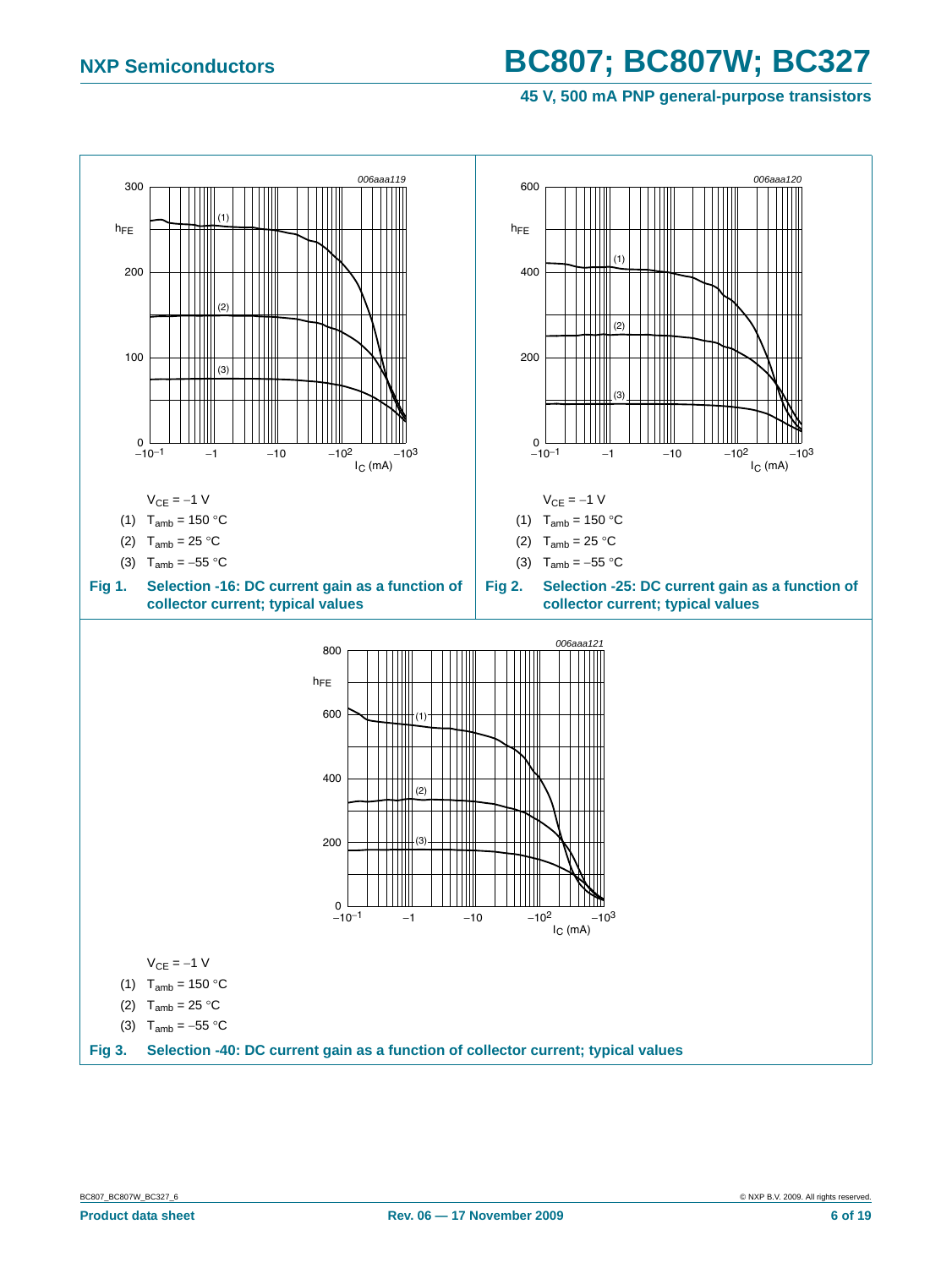$V_{CE} = -1\ V$

(1) $T_{amb} = 150\ °C$

(2) $T_{amb} = 25\ °C$

(3) $T_{amb} = -55\ °C$

**Fig 1. Selection -16: DC current gain as a function of collector current; typical values**

$V_{CE} = -1\ V$

(1) $T_{amb} = 150\ °C$

(2) $T_{amb} = 25\ °C$

(3) $T_{amb} = -55\ °C$

**Fig 2. Selection -25: DC current gain as a function of collector current; typical values**

$V_{CE} = -1\ V$

(1) $T_{amb} = 150\ °C$

(2) $T_{amb} = 25\ °C$

(3) $T_{amb} = -55\ °C$

**Fig 3. Selection -40: DC current gain as a function of collector current; typical values**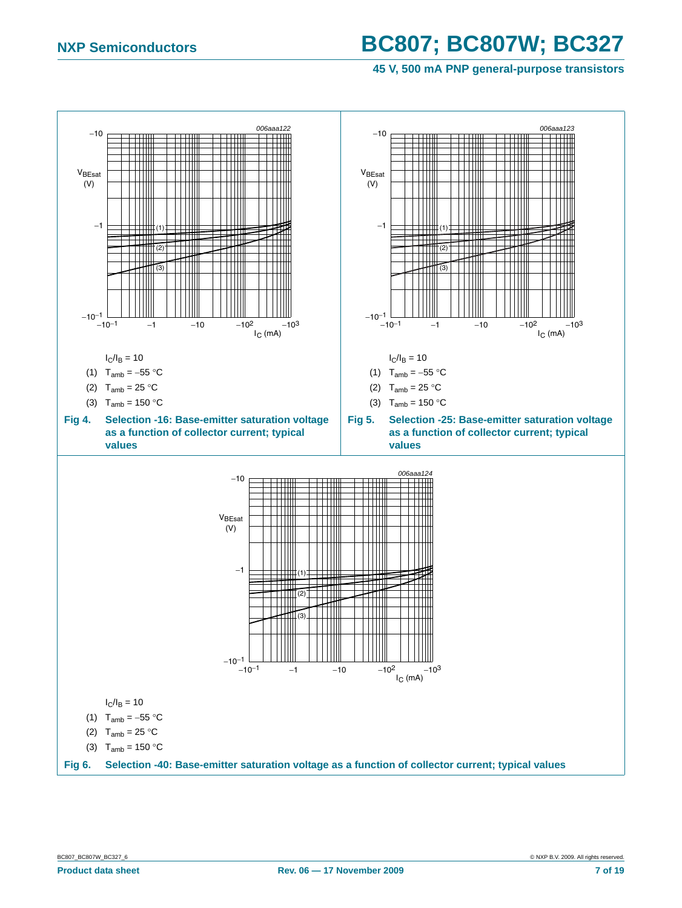$I_C/I_B = 10$

(1) $T_{amb} = -55$ °C

(2) $T_{amb} = 25$ °C

(3) $T_{amb} = 150$ °C

**Fig 4. Selection -16: Base-emitter saturation voltage as a function of collector current; typical values**

$I_C/I_B = 10$

(1) $T_{amb} = -55$ °C

(2) $T_{amb} = 25$ °C

(3) $T_{amb} = 150$ °C

**Fig 5. Selection -25: Base-emitter saturation voltage as a function of collector current; typical values**

$I_C/I_B = 10$

(1) $T_{amb} = -55$ °C

(2) $T_{amb} = 25$ °C

(3) $T_{amb} = 150$ °C

**Fig 6. Selection -40: Base-emitter saturation voltage as a function of collector current; typical values**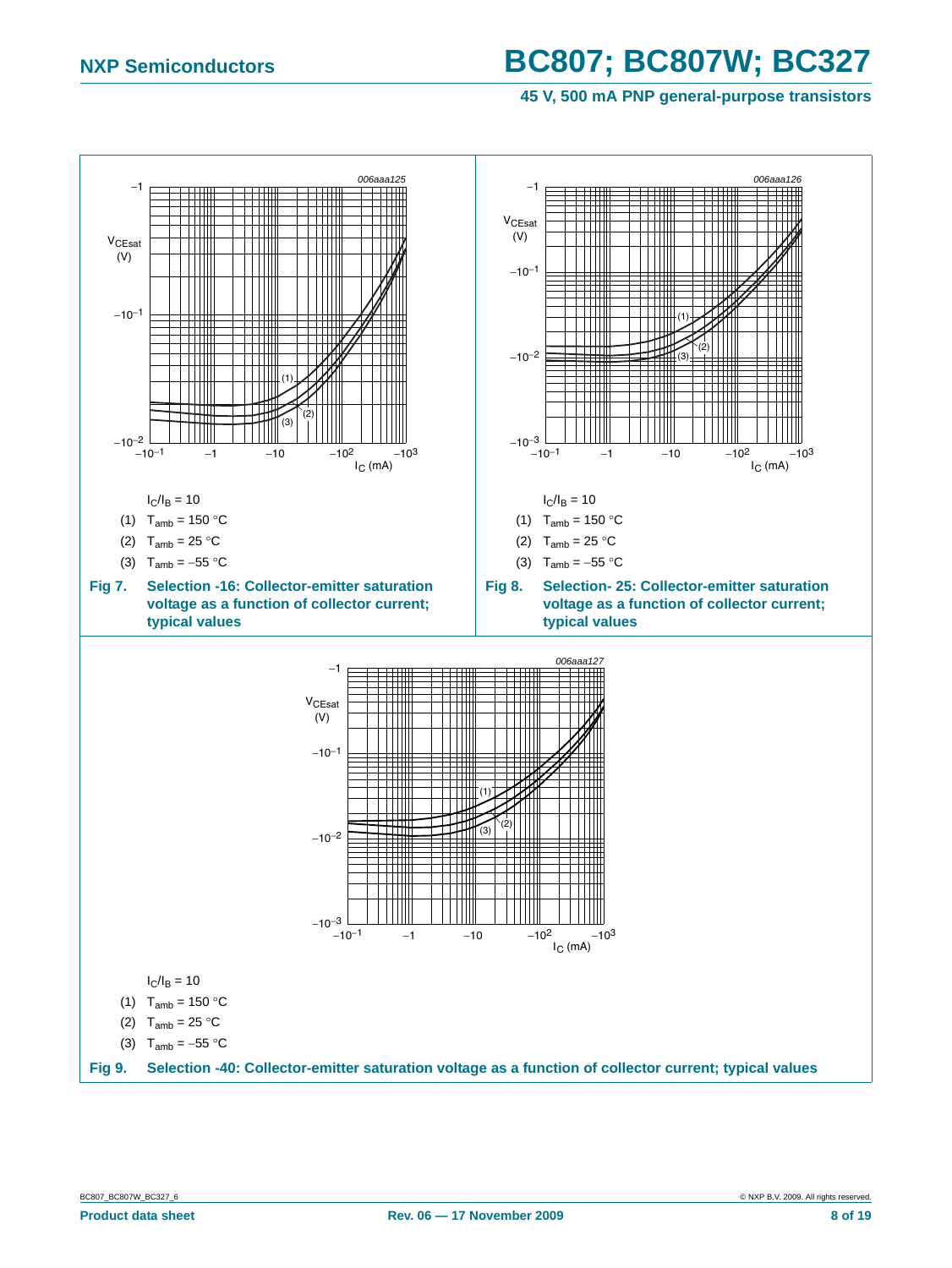$I_C/I_B = 10$

(1) $T_{amb} = 150$ °C

(2) $T_{amb} = 25$ °C

(3) $T_{amb} = -55$ °C

**Fig 7. Selection -16: Collector-emitter saturation voltage as a function of collector current; typical values**

$I_C/I_B = 10$

(1) $T_{amb} = 150$ °C

(2) $T_{amb} = 25$ °C

(3) $T_{amb} = -55$ °C

**Fig 8. Selection- 25: Collector-emitter saturation voltage as a function of collector current; typical values**

$I_C/I_B = 10$

(1) $T_{amb} = 150$ °C

(2) $T_{amb} = 25$ °C

(3) $T_{amb} = -55$ °C

**Fig 9. Selection -40: Collector-emitter saturation voltage as a function of collector current; typical values**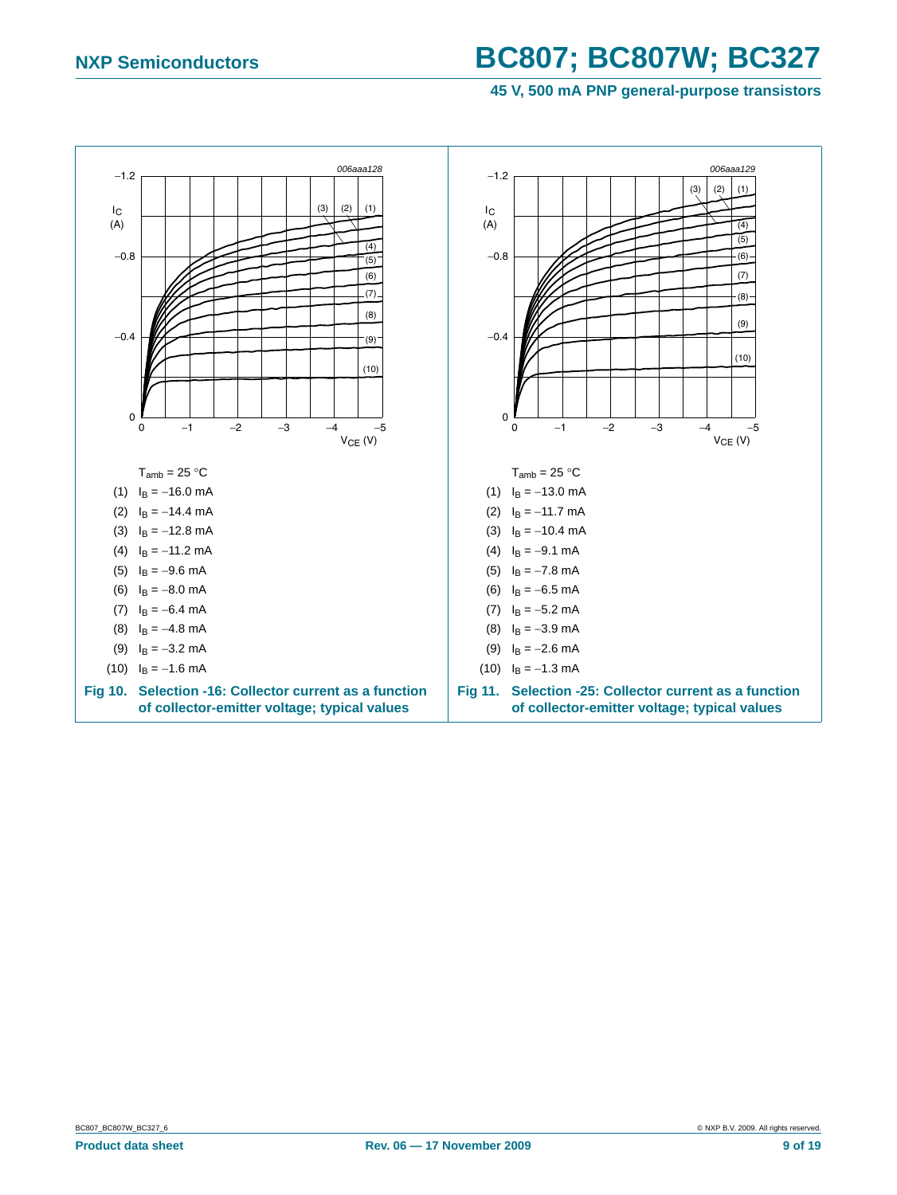$T_{amb}$ = 25 °C

(1) $I_B$ = −16.0 mA

(2) $I_B$ = −14.4 mA

(3) $I_B$ = −12.8 mA

(4) $I_B$ = −11.2 mA

(5) $I_B$ = −9.6 mA

(6) $I_B$ = −8.0 mA

(7) $I_B$ = −6.4 mA

(8) $I_B$ = −4.8 mA

(9) $I_B$ = −3.2 mA

(10) $I_B$ = −1.6 mA

**Fig 10. Selection -16: Collector current as a function of collector-emitter voltage; typical values**

$T_{amb}$ = 25 °C

(1) $I_B$ = −13.0 mA

(2) $I_B$ = −11.7 mA

(3) $I_B$ = −10.4 mA

(4) $I_B$ = −9.1 mA

(5) $I_B$ = −7.8 mA

(6) $I_B$ = −6.5 mA

(7) $I_B$ = −5.2 mA

(8) $I_B$ = −3.9 mA

(9) $I_B$ = −2.6 mA

(10) $I_B$ = −1.3 mA

**Fig 11. Selection -25: Collector current as a function of collector-emitter voltage; typical values**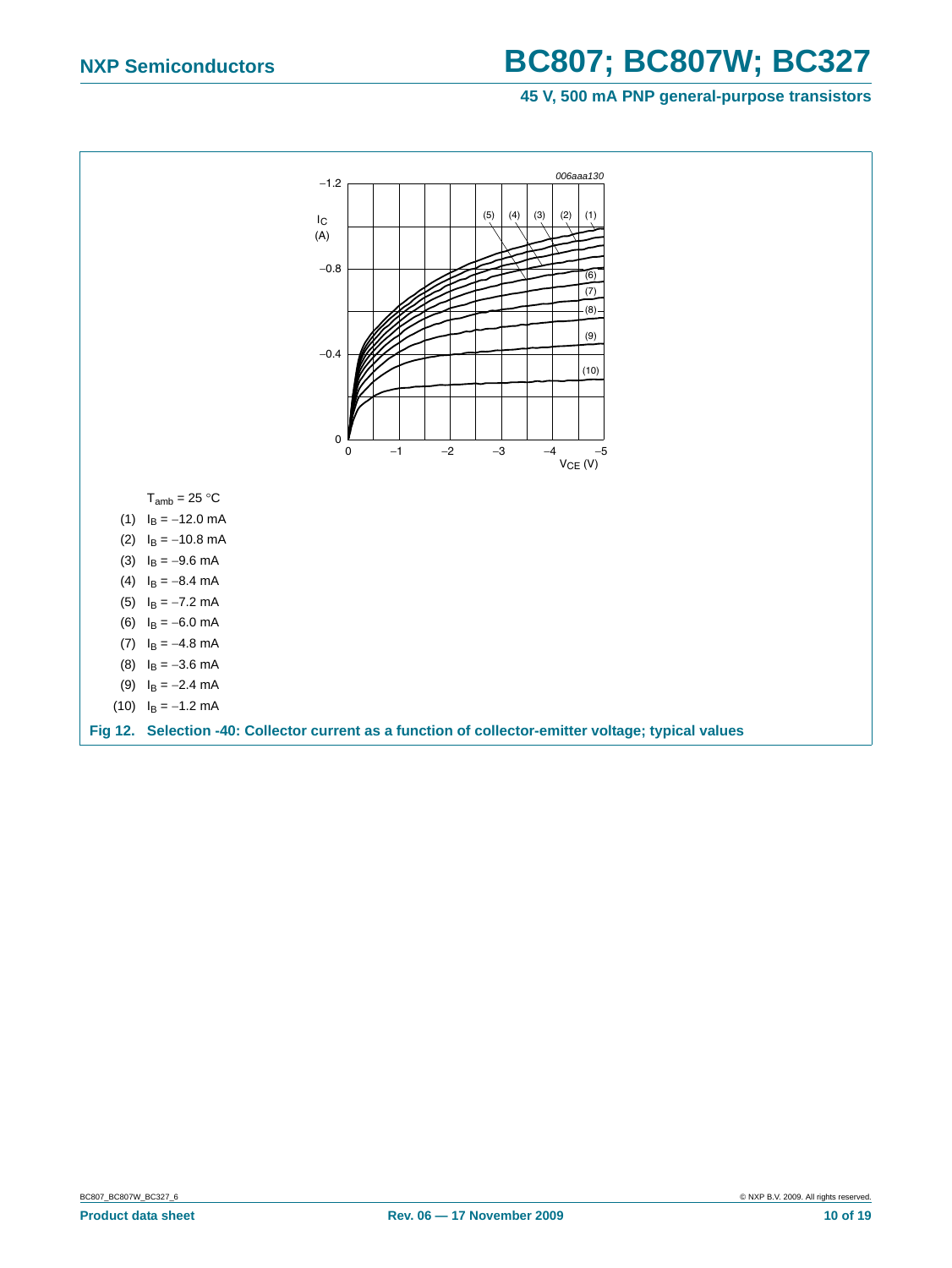$T_{amb}$ = 25 °C

(1) $I_B$ = −12.0 mA

(2) $I_B$ = −10.8 mA

(3) $I_B$ = −9.6 mA

(4) $I_B$ = −8.4 mA

(5) $I_B$ = −7.2 mA

(6) $I_B$ = −6.0 mA

(7) $I_B$ = −4.8 mA

(8) $I_B$ = −3.6 mA

(9) $I_B$ = −2.4 mA

(10) $I_B$ = −1.2 mA

**Fig 12. Selection -40: Collector current as a function of collector-emitter voltage; typical values**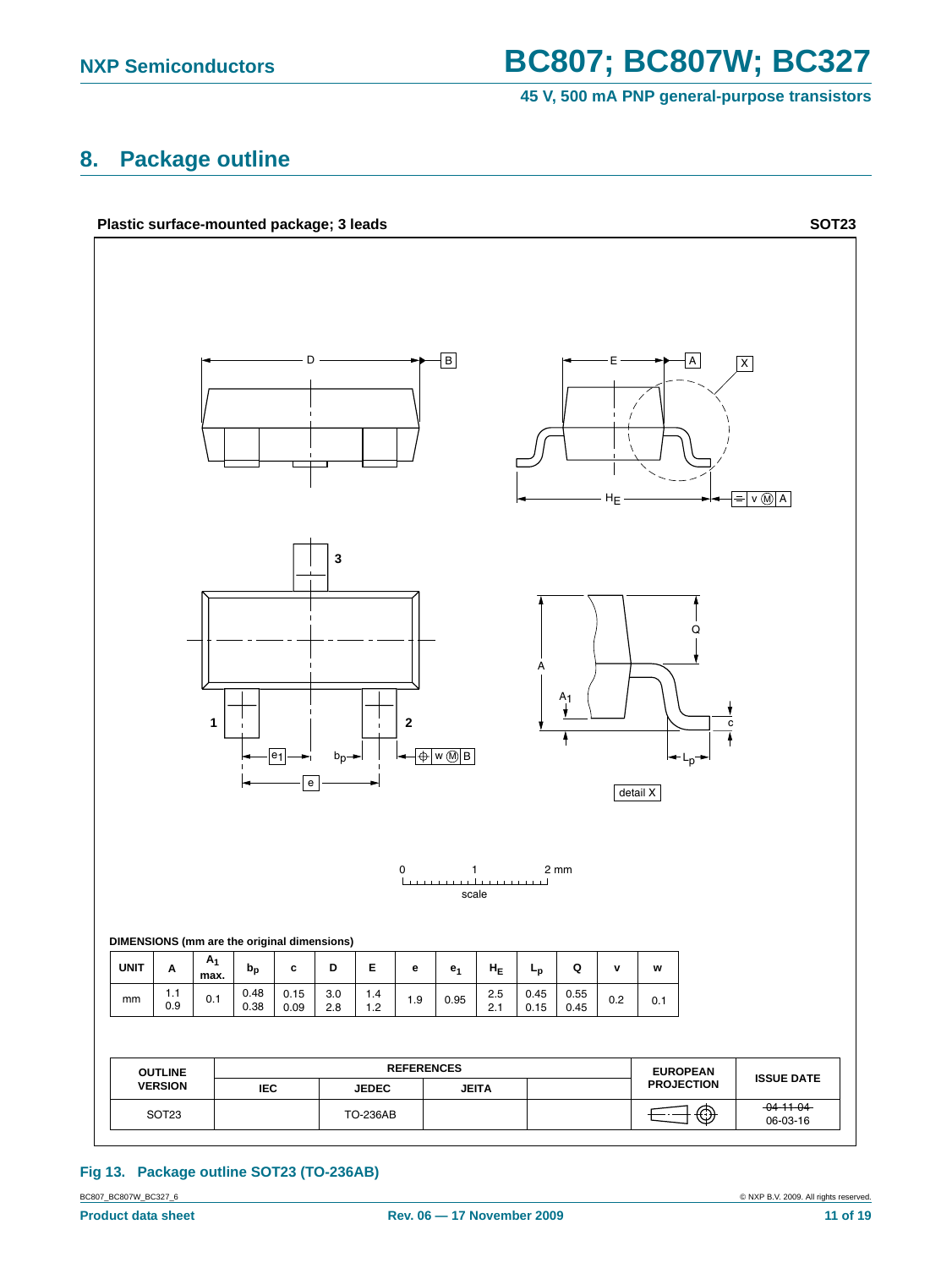## 8. Package outline

**Plastic surface-mounted package; 3 leads** **SOT23**

DIMENSIONS (mm are the original dimensions)

| UNIT | A | $A_1$ max. | $b_p$ | c | D | E | e | $e_1$ | $H_E$ | $L_p$ | Q | v | w |
|---|---|---|---|---|---|---|---|---|---|---|---|---|---|
| mm | 1.1<br>0.9 | 0.1 | 0.48<br>0.38 | 0.15<br>0.09 | 3.0<br>2.8 | 1.4<br>1.2 | 1.9 | 0.95 | 2.5<br>2.1 | 0.45<br>0.15 | 0.55<br>0.45 | 0.2 | 0.1 |

| OUTLINE VERSION | REFERENCES | | | | EUROPEAN PROJECTION | ISSUE DATE |
|---|---|---|---|---|---|---|
| | IEC | JEDEC | JEITA | | | |
| SOT23 | | TO-236AB | | | | ~~04-11-04~~<br>06-03-16 |

**Fig 13. Package outline SOT23 (TO-236AB)**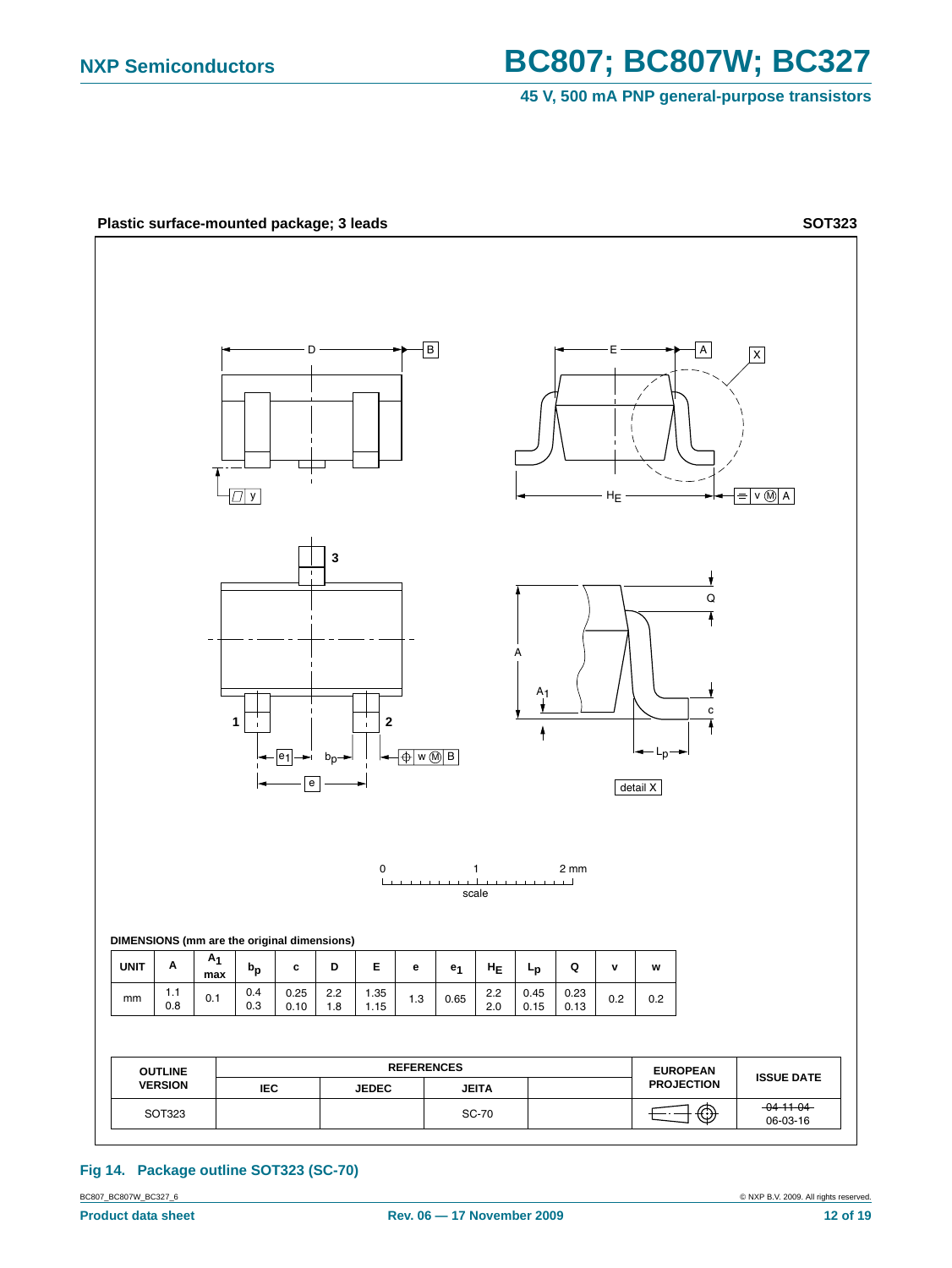**Plastic surface-mounted package; 3 leads** **SOT323**

**DIMENSIONS (mm are the original dimensions)**

| UNIT | A | $A_1$ max | $b_p$ | c | D | E | e | $e_1$ | $H_E$ | $L_p$ | Q | v | w |
|---|---|---|---|---|---|---|---|---|---|---|---|---|---|
| mm | 1.1<br>0.8 | 0.1 | 0.4<br>0.3 | 0.25<br>0.10 | 2.2<br>1.8 | 1.35<br>1.15 | 1.3 | 0.65 | 2.2<br>2.0 | 0.45<br>0.15 | 0.23<br>0.13 | 0.2 | 0.2 |

| OUTLINE VERSION | REFERENCES | | | | EUROPEAN PROJECTION | ISSUE DATE |
|---|---|---|---|---|---|---|
| | IEC | JEDEC | JEITA | | | |
| SOT323 | | | SC-70 | | | ~~04-11-04~~<br>06-03-16 |

**Fig 14. Package outline SOT323 (SC-70)**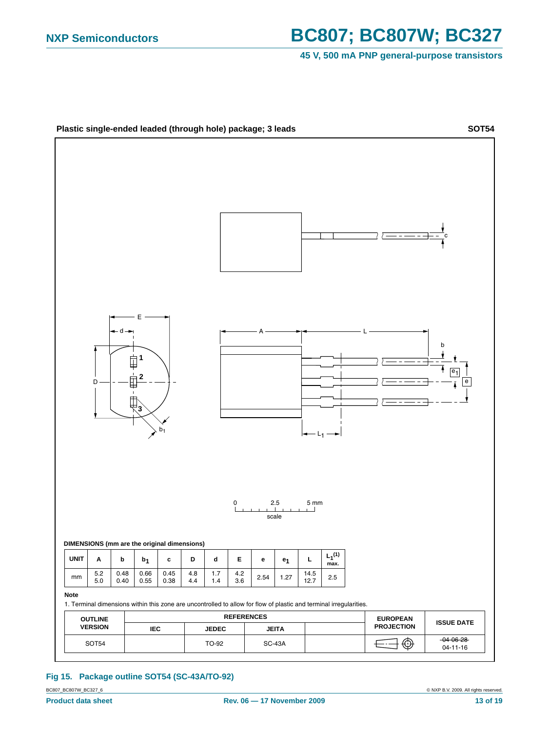**Plastic single-ended leaded (through hole) package; 3 leads** **SOT54**

**DIMENSIONS (mm are the original dimensions)**

| UNIT | A | b | $b_1$ | c | D | d | E | e | $e_1$ | L | $L_1$(1) max. |
|---|---|---|---|---|---|---|---|---|---|---|---|
| mm | 5.2<br>5.0 | 0.48<br>0.40 | 0.66<br>0.55 | 0.45<br>0.38 | 4.8<br>4.4 | 1.7<br>1.4 | 4.2<br>3.6 | 2.54 | 1.27 | 14.5<br>12.7 | 2.5 |

**Note**

1. Terminal dimensions within this zone are uncontrolled to allow for flow of plastic and terminal irregularities.

| OUTLINE VERSION | REFERENCES | | | | EUROPEAN PROJECTION | ISSUE DATE |
|---|---|---|---|---|---|---|
| | IEC | JEDEC | JEITA | | | |
| SOT54 | | TO-92 | SC-43A | | | ~~04-06-28~~<br>04-11-16 |

**Fig 15. Package outline SOT54 (SC-43A/TO-92)**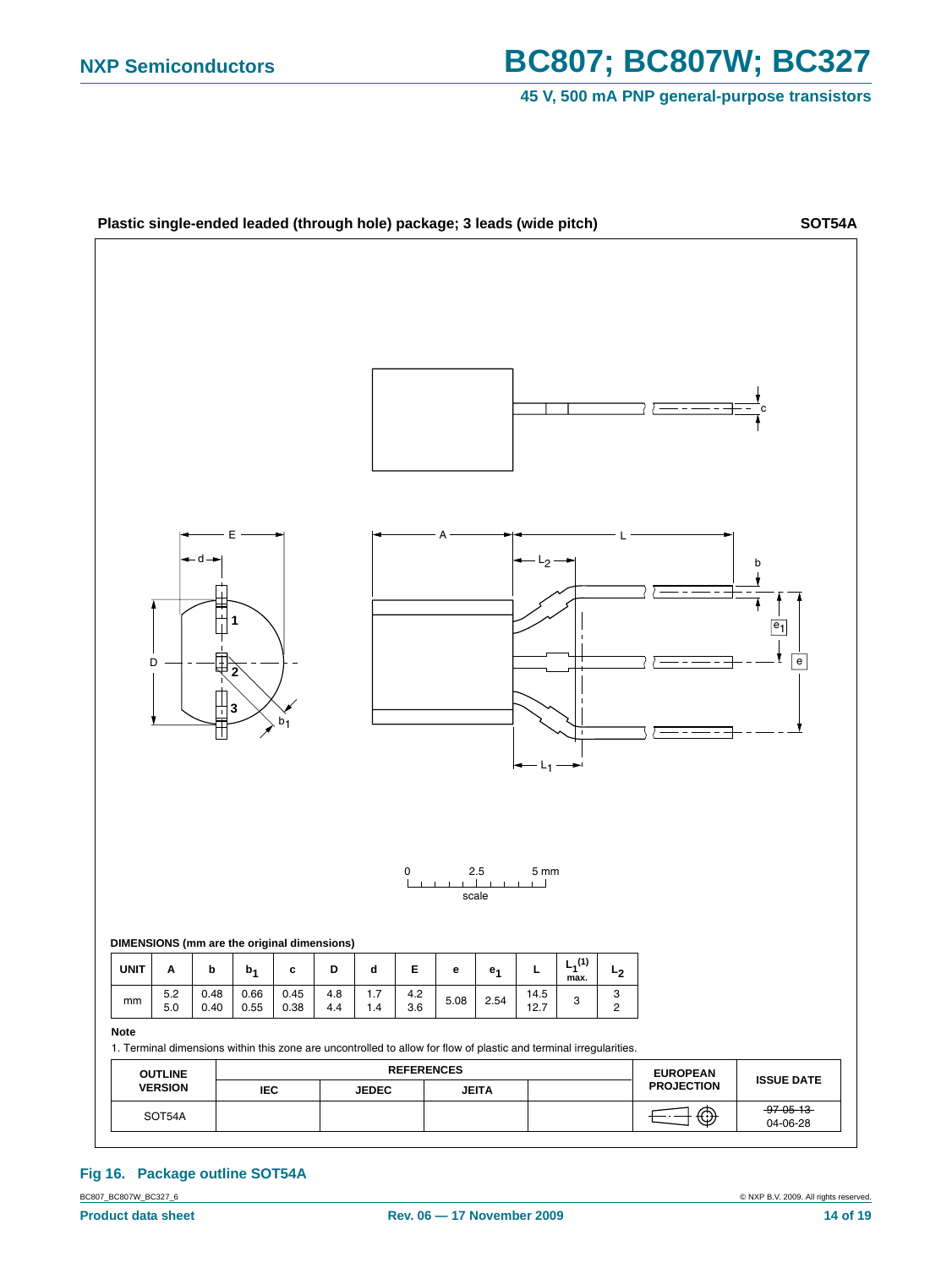**Plastic single-ended leaded (through hole) package; 3 leads (wide pitch)** **SOT54A**

**DIMENSIONS (mm are the original dimensions)**

| UNIT | A | b | $b_1$ | c | D | d | E | e | $e_1$ | L | $L_1^{(1)}$ max. | $L_2$ |
|---|---|---|---|---|---|---|---|---|---|---|---|---|
| mm | 5.2<br>5.0 | 0.48<br>0.40 | 0.66<br>0.55 | 0.45<br>0.38 | 4.8<br>4.4 | 1.7<br>1.4 | 4.2<br>3.6 | 5.08 | 2.54 | 14.5<br>12.7 | 3 | 3<br>2 |

**Note**

1. Terminal dimensions within this zone are uncontrolled to allow for flow of plastic and terminal irregularities.

| OUTLINE VERSION | REFERENCES | | | | EUROPEAN PROJECTION | ISSUE DATE |
|---|---|---|---|---|---|---|
| | IEC | JEDEC | JEITA | | | |
| SOT54A | | | | | | ~~97-05-13~~<br>04-06-28 |

**Fig 16. Package outline SOT54A**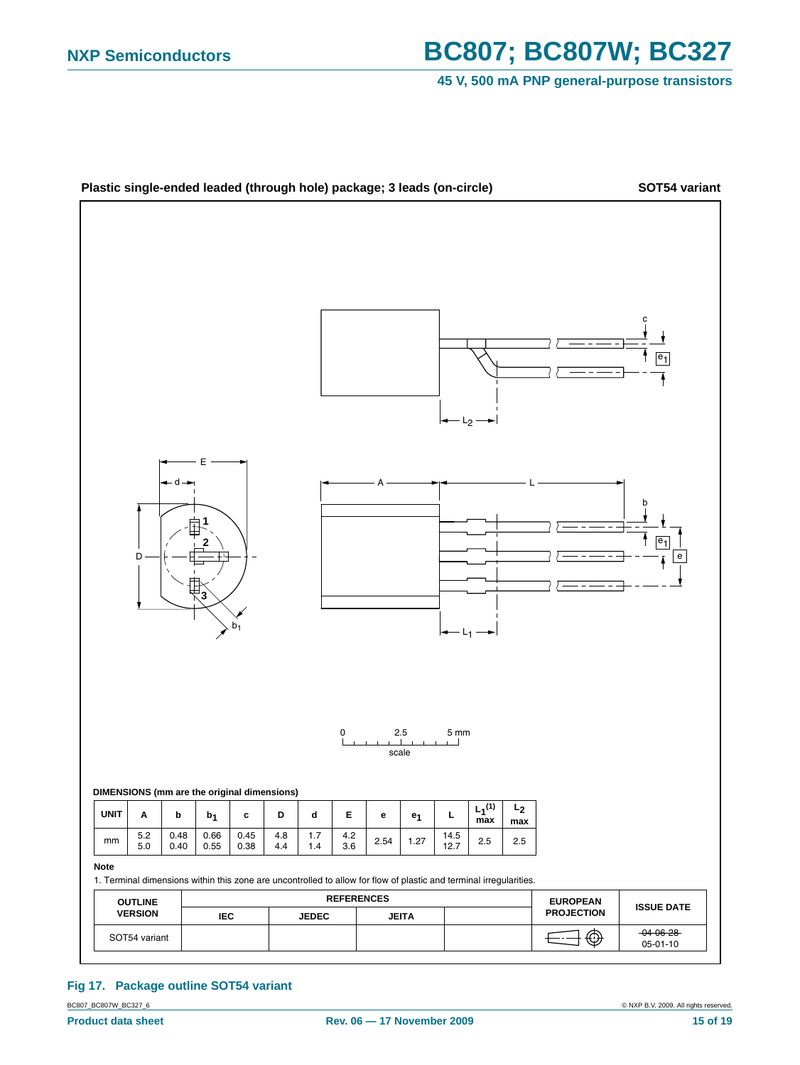**Plastic single-ended leaded (through hole) package; 3 leads (on-circle)** **SOT54 variant**

DIMENSIONS (mm are the original dimensions)

| UNIT | A | b | $b_1$ | c | D | d | E | e | $e_1$ | L | $L_1$(1) max | $L_2$ max |
|---|---|---|---|---|---|---|---|---|---|---|---|---|
| mm | 5.2<br>5.0 | 0.48<br>0.40 | 0.66<br>0.55 | 0.45<br>0.38 | 4.8<br>4.4 | 1.7<br>1.4 | 4.2<br>3.6 | 2.54 | 1.27 | 14.5<br>12.7 | 2.5 | 2.5 |

**Note**

1. Terminal dimensions within this zone are uncontrolled to allow for flow of plastic and terminal irregularities.

| OUTLINE VERSION | REFERENCES | | | | EUROPEAN PROJECTION | ISSUE DATE |
|---|---|---|---|---|---|---|
| | IEC | JEDEC | JEITA | | | |
| SOT54 variant | | | | | | ~~04-06-28~~<br>05-01-10 |

**Fig 17. Package outline SOT54 variant**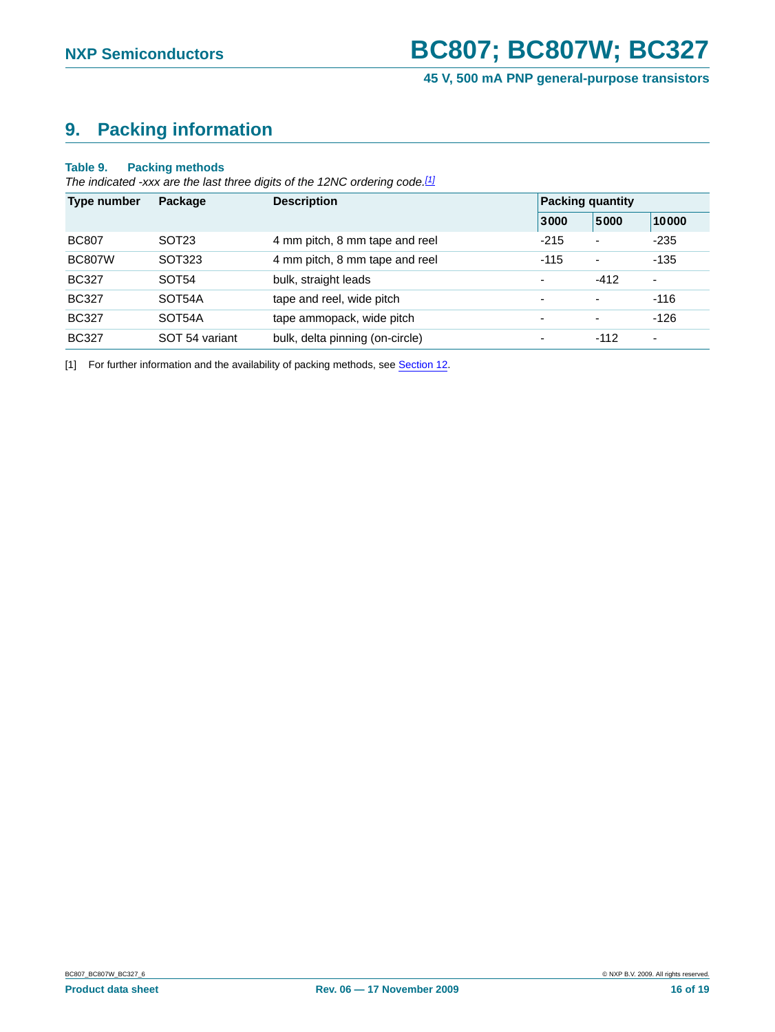## 9. Packing information

**Table 9. Packing methods**

*The indicated -xxx are the last three digits of the 12NC ordering code.*[1]

| Type number | Package | Description | Packing quantity | | |
|---|---|---|---|---|---|
| | | | 3000 | 5000 | 10000 |
| BC807 | SOT23 | 4 mm pitch, 8 mm tape and reel | -215 | - | -235 |
| BC807W | SOT323 | 4 mm pitch, 8 mm tape and reel | -115 | - | -135 |
| BC327 | SOT54 | bulk, straight leads | - | -412 | - |
| BC327 | SOT54A | tape and reel, wide pitch | - | - | -116 |
| BC327 | SOT54A | tape ammopack, wide pitch | - | - | -126 |
| BC327 | SOT 54 variant | bulk, delta pinning (on-circle) | - | -112 | - |

[1] For further information and the availability of packing methods, see Section 12.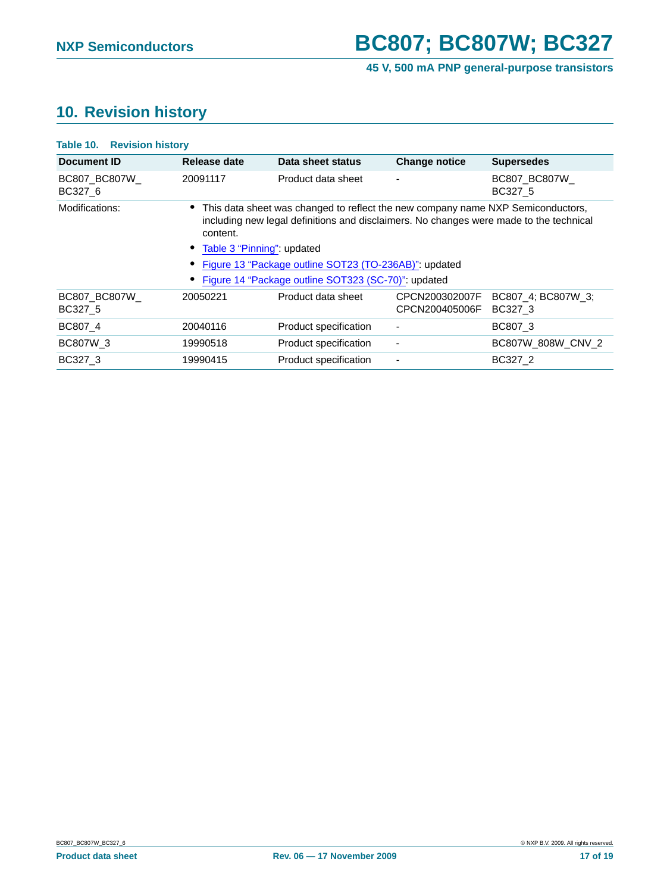## 10. Revision history

**Table 10. Revision history**

| Document ID | Release date | Data sheet status | Change notice | Supersedes |
|---|---|---|---|---|
| BC807_BC807W_BC327_6 | 20091117 | Product data sheet | - | BC807_BC807W_BC327_5 |
| Modifications: | • This data sheet was changed to reflect the new company name NXP Semiconductors, including new legal definitions and disclaimers. No changes were made to the technical content. • Table 3 "Pinning": updated • Figure 13 "Package outline SOT23 (TO-236AB)": updated • Figure 14 "Package outline SOT323 (SC-70)": updated | | | |
| BC807_BC807W_BC327_5 | 20050221 | Product data sheet | CPCN200302007F CPCN200405006F | BC807_4; BC807W_3; BC327_3 |
| BC807_4 | 20040116 | Product specification | - | BC807_3 |
| BC807W_3 | 19990518 | Product specification | - | BC807W_808W_CNV_2 |
| BC327_3 | 19990415 | Product specification | - | BC327_2 |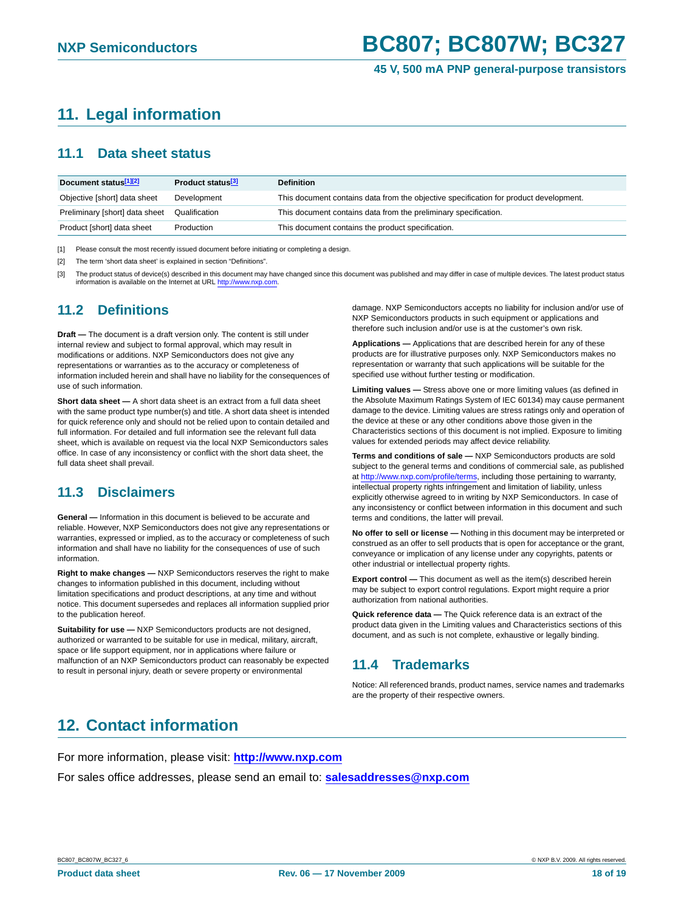# 11. Legal information

## 11.1 Data sheet status

| Document status[1][2] | Product status[3] | Definition |
|---|---|---|
| Objective [short] data sheet | Development | This document contains data from the objective specification for product development. |
| Preliminary [short] data sheet | Qualification | This document contains data from the preliminary specification. |
| Product [short] data sheet | Production | This document contains the product specification. |

[1] Please consult the most recently issued document before initiating or completing a design.

[2] The term 'short data sheet' is explained in section "Definitions".

[3] The product status of device(s) described in this document may have changed since this document was published and may differ in case of multiple devices. The latest product status information is available on the Internet at URL http://www.nxp.com.

## 11.2 Definitions

**Draft —** The document is a draft version only. The content is still under internal review and subject to formal approval, which may result in modifications or additions. NXP Semiconductors does not give any representations or warranties as to the accuracy or completeness of information included herein and shall have no liability for the consequences of use of such information.

**Short data sheet —** A short data sheet is an extract from a full data sheet with the same product type number(s) and title. A short data sheet is intended for quick reference only and should not be relied upon to contain detailed and full information. For detailed and full information see the relevant full data sheet, which is available on request via the local NXP Semiconductors sales office. In case of any inconsistency or conflict with the short data sheet, the full data sheet shall prevail.

## 11.3 Disclaimers

**General —** Information in this document is believed to be accurate and reliable. However, NXP Semiconductors does not give any representations or warranties, expressed or implied, as to the accuracy or completeness of such information and shall have no liability for the consequences of use of such information.

**Right to make changes —** NXP Semiconductors reserves the right to make changes to information published in this document, including without limitation specifications and product descriptions, at any time and without notice. This document supersedes and replaces all information supplied prior to the publication hereof.

**Suitability for use —** NXP Semiconductors products are not designed, authorized or warranted to be suitable for use in medical, military, aircraft, space or life support equipment, nor in applications where failure or malfunction of an NXP Semiconductors product can reasonably be expected to result in personal injury, death or severe property or environmental damage. NXP Semiconductors accepts no liability for inclusion and/or use of NXP Semiconductors products in such equipment or applications and therefore such inclusion and/or use is at the customer's own risk.

**Applications —** Applications that are described herein for any of these products are for illustrative purposes only. NXP Semiconductors makes no representation or warranty that such applications will be suitable for the specified use without further testing or modification.

**Limiting values —** Stress above one or more limiting values (as defined in the Absolute Maximum Ratings System of IEC 60134) may cause permanent damage to the device. Limiting values are stress ratings only and operation of the device at these or any other conditions above those given in the Characteristics sections of this document is not implied. Exposure to limiting values for extended periods may affect device reliability.

**Terms and conditions of sale —** NXP Semiconductors products are sold subject to the general terms and conditions of commercial sale, as published at http://www.nxp.com/profile/terms, including those pertaining to warranty, intellectual property rights infringement and limitation of liability, unless explicitly otherwise agreed to in writing by NXP Semiconductors. In case of any inconsistency or conflict between information in this document and such terms and conditions, the latter will prevail.

**No offer to sell or license —** Nothing in this document may be interpreted or construed as an offer to sell products that is open for acceptance or the grant, conveyance or implication of any license under any copyrights, patents or other industrial or intellectual property rights.

**Export control —** This document as well as the item(s) described herein may be subject to export control regulations. Export might require a prior authorization from national authorities.

**Quick reference data —** The Quick reference data is an extract of the product data given in the Limiting values and Characteristics sections of this document, and as such is not complete, exhaustive or legally binding.

## 11.4 Trademarks

Notice: All referenced brands, product names, service names and trademarks are the property of their respective owners.

# 12. Contact information

For more information, please visit: **http://www.nxp.com**

For sales office addresses, please send an email to: **salesaddresses@nxp.com**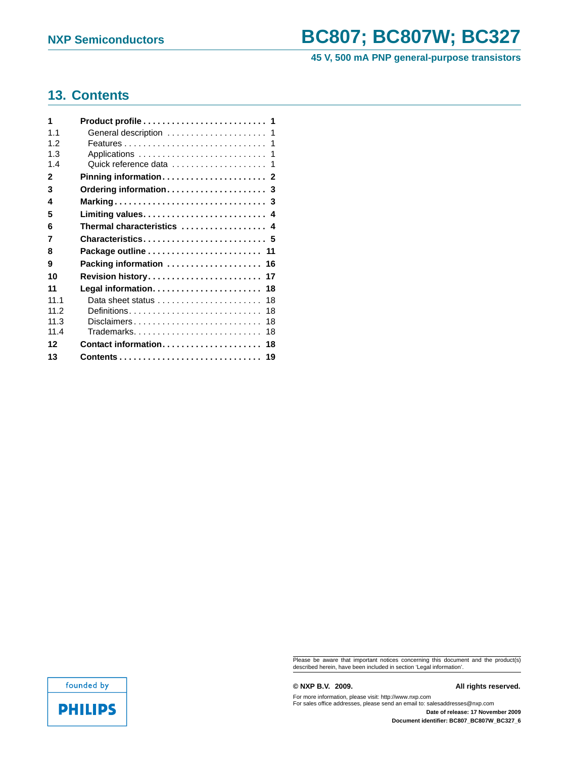## 13. Contents

| | | |
|---|---|---|
| **1** | **Product profile** | **1** |
| 1.1 | General description | 1 |
| 1.2 | Features | 1 |
| 1.3 | Applications | 1 |
| 1.4 | Quick reference data | 1 |
| **2** | **Pinning information** | **2** |
| **3** | **Ordering information** | **3** |
| **4** | **Marking** | **3** |
| **5** | **Limiting values** | **4** |
| **6** | **Thermal characteristics** | **4** |
| **7** | **Characteristics** | **5** |
| **8** | **Package outline** | **11** |
| **9** | **Packing information** | **16** |
| **10** | **Revision history** | **17** |
| **11** | **Legal information** | **18** |
| 11.1 | Data sheet status | 18 |
| 11.2 | Definitions | 18 |
| 11.3 | Disclaimers | 18 |
| 11.4 | Trademarks | 18 |
| **12** | **Contact information** | **18** |
| **13** | **Contents** | **19** |

Please be aware that important notices concerning this document and the product(s) described herein, have been included in section 'Legal information'.

**© NXP B.V. 2009. All rights reserved.**

For more information, please visit: http://www.nxp.com
For sales office addresses, please send an email to: salesaddresses@nxp.com

**Date of release: 17 November 2009**

**Document identifier: BC807_BC807W_BC327_6**

founded by PHILIPS